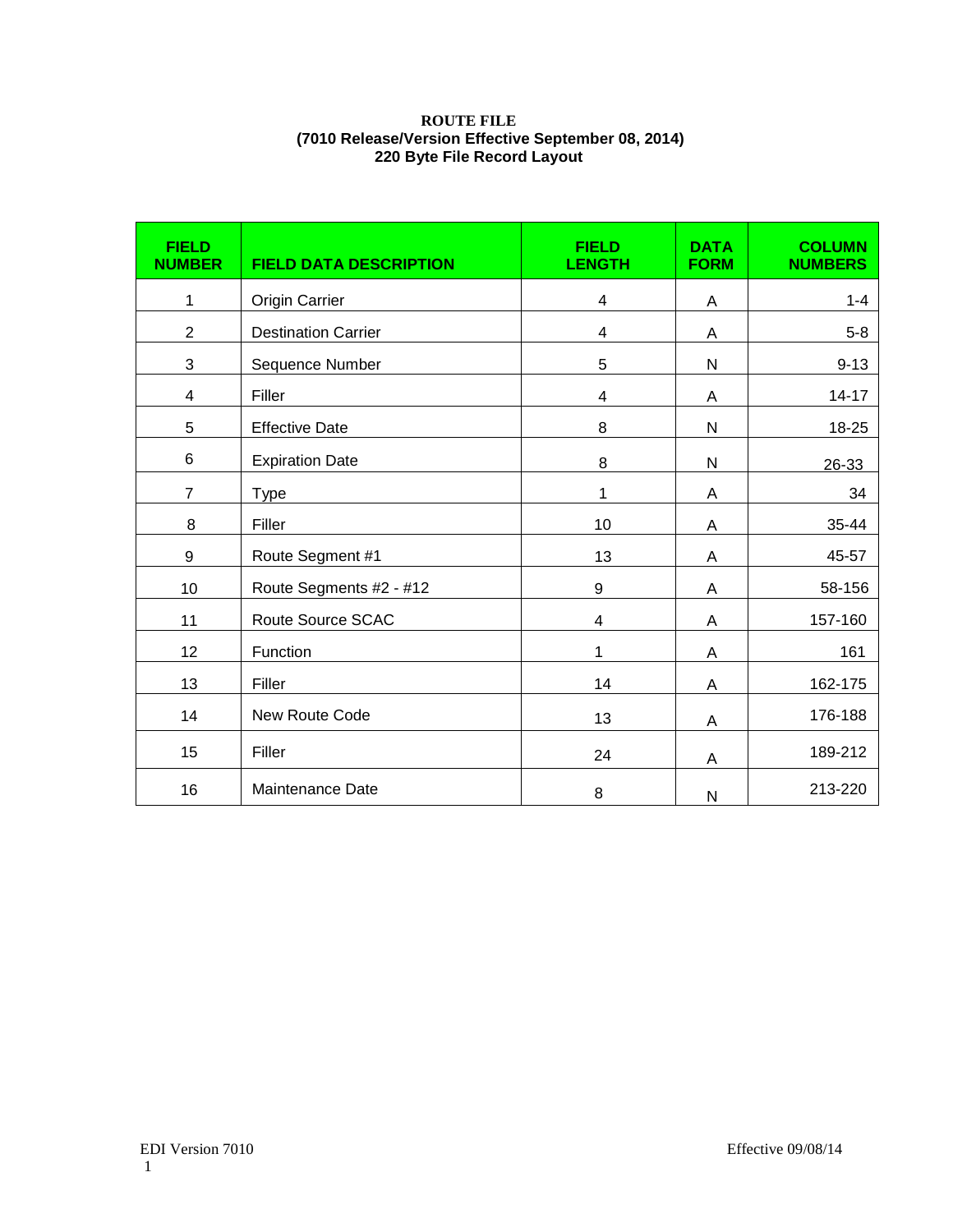**ROUTE FILE**
**(7010 Release/Version Effective September 08, 2014)**
**220 Byte File Record Layout**

| FIELD NUMBER | FIELD DATA DESCRIPTION | FIELD LENGTH | DATA FORM | COLUMN NUMBERS |
|---|---|---|---|---|
| 1 | Origin Carrier | 4 | A | 1-4 |
| 2 | Destination Carrier | 4 | A | 5-8 |
| 3 | Sequence Number | 5 | N | 9-13 |
| 4 | Filler | 4 | A | 14-17 |
| 5 | Effective Date | 8 | N | 18-25 |
| 6 | Expiration Date | 8 | N | 26-33 |
| 7 | Type | 1 | A | 34 |
| 8 | Filler | 10 | A | 35-44 |
| 9 | Route Segment #1 | 13 | A | 45-57 |
| 10 | Route Segments #2 - #12 | 9 | A | 58-156 |
| 11 | Route Source SCAC | 4 | A | 157-160 |
| 12 | Function | 1 | A | 161 |
| 13 | Filler | 14 | A | 162-175 |
| 14 | New Route Code | 13 | A | 176-188 |
| 15 | Filler | 24 | A | 189-212 |
| 16 | Maintenance Date | 8 | N | 213-220 |

EDI Version 7010

Effective 09/08/14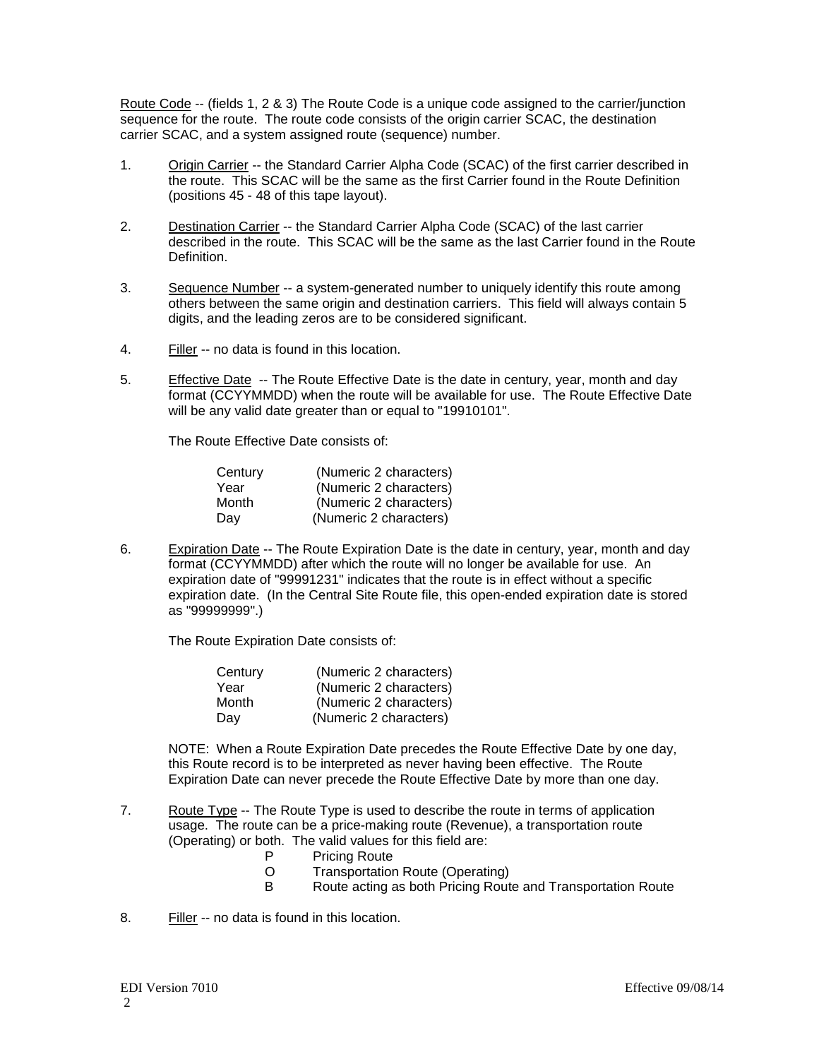<u>Route Code</u> -- (fields 1, 2 & 3) The Route Code is a unique code assigned to the carrier/junction sequence for the route. The route code consists of the origin carrier SCAC, the destination carrier SCAC, and a system assigned route (sequence) number.

1. <u>Origin Carrier</u> -- the Standard Carrier Alpha Code (SCAC) of the first carrier described in the route. This SCAC will be the same as the first Carrier found in the Route Definition (positions 45 - 48 of this tape layout).

2. <u>Destination Carrier</u> -- the Standard Carrier Alpha Code (SCAC) of the last carrier described in the route. This SCAC will be the same as the last Carrier found in the Route Definition.

3. <u>Sequence Number</u> -- a system-generated number to uniquely identify this route among others between the same origin and destination carriers. This field will always contain 5 digits, and the leading zeros are to be considered significant.

4. <u>Filler</u> -- no data is found in this location.

5. <u>Effective Date</u> -- The Route Effective Date is the date in century, year, month and day format (CCYYMMDD) when the route will be available for use. The Route Effective Date will be any valid date greater than or equal to "19910101".

   The Route Effective Date consists of:

   | | |
   |---|---|
   | Century | (Numeric 2 characters) |
   | Year | (Numeric 2 characters) |
   | Month | (Numeric 2 characters) |
   | Day | (Numeric 2 characters) |

6. <u>Expiration Date</u> -- The Route Expiration Date is the date in century, year, month and day format (CCYYMMDD) after which the route will no longer be available for use. An expiration date of "99991231" indicates that the route is in effect without a specific expiration date. (In the Central Site Route file, this open-ended expiration date is stored as "99999999".)

   The Route Expiration Date consists of:

   | | |
   |---|---|
   | Century | (Numeric 2 characters) |
   | Year | (Numeric 2 characters) |
   | Month | (Numeric 2 characters) |
   | Day | (Numeric 2 characters) |

   NOTE: When a Route Expiration Date precedes the Route Effective Date by one day, this Route record is to be interpreted as never having been effective. The Route Expiration Date can never precede the Route Effective Date by more than one day.

7. <u>Route Type</u> -- The Route Type is used to describe the route in terms of application usage. The route can be a price-making route (Revenue), a transportation route (Operating) or both. The valid values for this field are:

   | | |
   |---|---|
   | P | Pricing Route |
   | O | Transportation Route (Operating) |
   | B | Route acting as both Pricing Route and Transportation Route |

8. <u>Filler</u> -- no data is found in this location.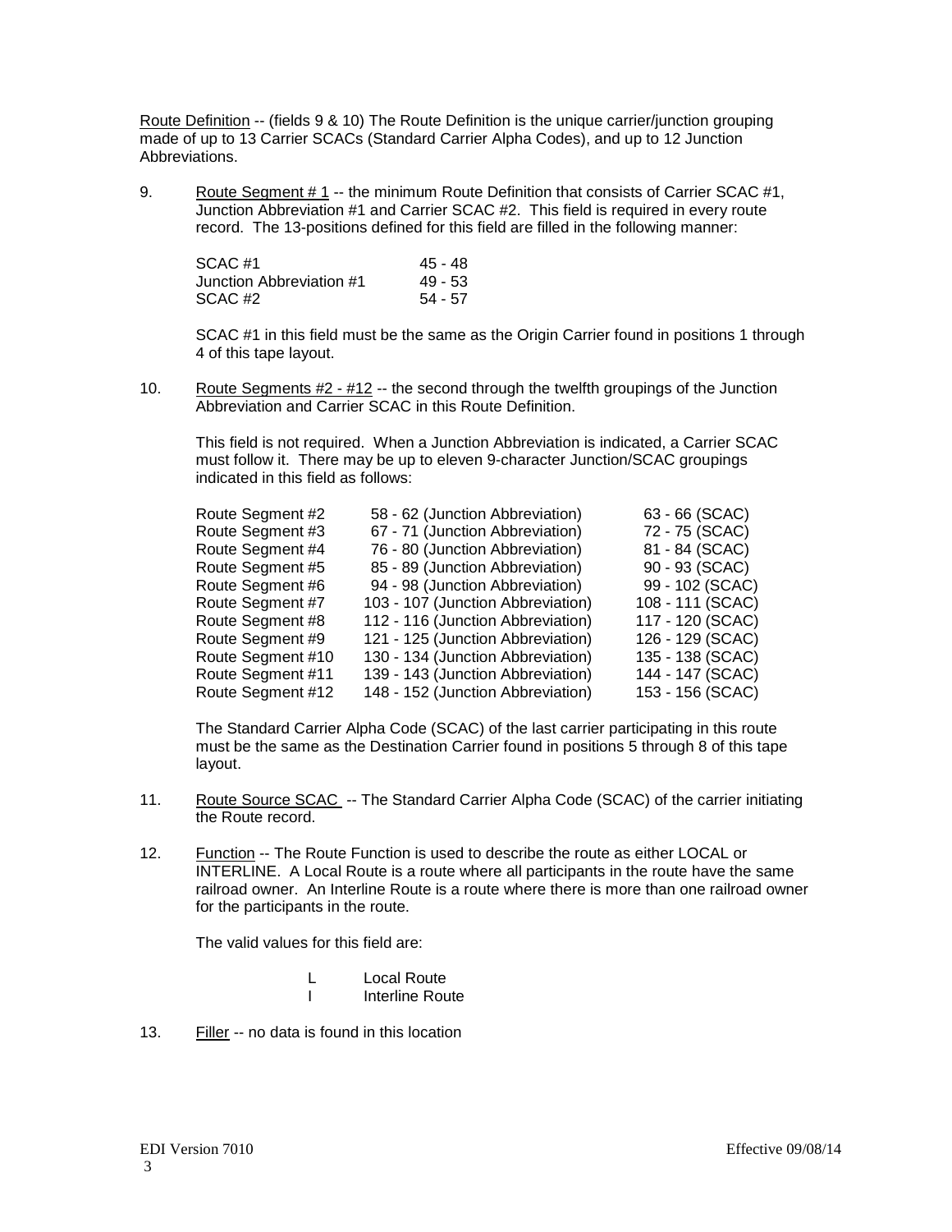<u>Route Definition</u> -- (fields 9 & 10) The Route Definition is the unique carrier/junction grouping made of up to 13 Carrier SCACs (Standard Carrier Alpha Codes), and up to 12 Junction Abbreviations.

9. <u>Route Segment # 1</u> -- the minimum Route Definition that consists of Carrier SCAC #1, Junction Abbreviation #1 and Carrier SCAC #2. This field is required in every route record. The 13-positions defined for this field are filled in the following manner:

| | |
|---|---|
| SCAC #1 | 45 - 48 |
| Junction Abbreviation #1 | 49 - 53 |
| SCAC #2 | 54 - 57 |

SCAC #1 in this field must be the same as the Origin Carrier found in positions 1 through 4 of this tape layout.

10. <u>Route Segments #2 - #12</u> -- the second through the twelfth groupings of the Junction Abbreviation and Carrier SCAC in this Route Definition.

This field is not required. When a Junction Abbreviation is indicated, a Carrier SCAC must follow it. There may be up to eleven 9-character Junction/SCAC groupings indicated in this field as follows:

| | | |
|---|---|---|
| Route Segment #2 | 58 - 62 (Junction Abbreviation) | 63 - 66 (SCAC) |
| Route Segment #3 | 67 - 71 (Junction Abbreviation) | 72 - 75 (SCAC) |
| Route Segment #4 | 76 - 80 (Junction Abbreviation) | 81 - 84 (SCAC) |
| Route Segment #5 | 85 - 89 (Junction Abbreviation) | 90 - 93 (SCAC) |
| Route Segment #6 | 94 - 98 (Junction Abbreviation) | 99 - 102 (SCAC) |
| Route Segment #7 | 103 - 107 (Junction Abbreviation) | 108 - 111 (SCAC) |
| Route Segment #8 | 112 - 116 (Junction Abbreviation) | 117 - 120 (SCAC) |
| Route Segment #9 | 121 - 125 (Junction Abbreviation) | 126 - 129 (SCAC) |
| Route Segment #10 | 130 - 134 (Junction Abbreviation) | 135 - 138 (SCAC) |
| Route Segment #11 | 139 - 143 (Junction Abbreviation) | 144 - 147 (SCAC) |
| Route Segment #12 | 148 - 152 (Junction Abbreviation) | 153 - 156 (SCAC) |

The Standard Carrier Alpha Code (SCAC) of the last carrier participating in this route must be the same as the Destination Carrier found in positions 5 through 8 of this tape layout.

11. <u>Route Source SCAC</u> -- The Standard Carrier Alpha Code (SCAC) of the carrier initiating the Route record.

12. <u>Function</u> -- The Route Function is used to describe the route as either LOCAL or INTERLINE. A Local Route is a route where all participants in the route have the same railroad owner. An Interline Route is a route where there is more than one railroad owner for the participants in the route.

The valid values for this field are:

| | |
|---|---|
| L | Local Route |
| I | Interline Route |

13. <u>Filler</u> -- no data is found in this location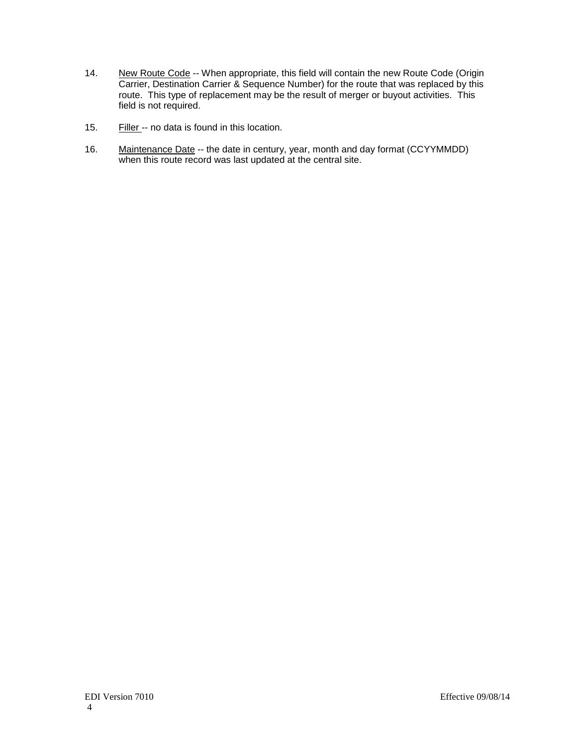14. New Route Code -- When appropriate, this field will contain the new Route Code (Origin Carrier, Destination Carrier & Sequence Number) for the route that was replaced by this route. This type of replacement may be the result of merger or buyout activities. This field is not required.

15. Filler -- no data is found in this location.

16. Maintenance Date -- the date in century, year, month and day format (CCYYMMDD) when this route record was last updated at the central site.